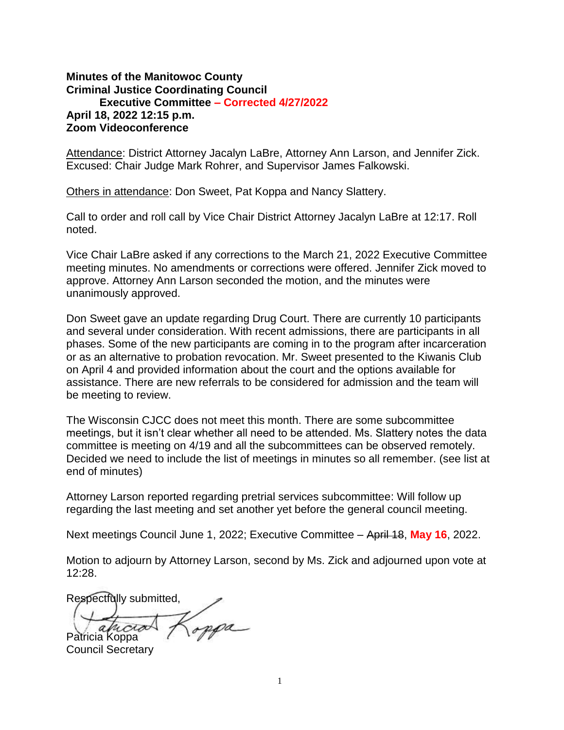**Minutes of the Manitowoc County**
**Criminal Justice Coordinating Council**
**Executive Committee – Corrected 4/27/2022**
**April 18, 2022 12:15 p.m.**
**Zoom Videoconference**

Attendance: District Attorney Jacalyn LaBre, Attorney Ann Larson, and Jennifer Zick. Excused: Chair Judge Mark Rohrer, and Supervisor James Falkowski.

Others in attendance: Don Sweet, Pat Koppa and Nancy Slattery.

Call to order and roll call by Vice Chair District Attorney Jacalyn LaBre at 12:17. Roll noted.

Vice Chair LaBre asked if any corrections to the March 21, 2022 Executive Committee meeting minutes. No amendments or corrections were offered. Jennifer Zick moved to approve. Attorney Ann Larson seconded the motion, and the minutes were unanimously approved.

Don Sweet gave an update regarding Drug Court. There are currently 10 participants and several under consideration. With recent admissions, there are participants in all phases. Some of the new participants are coming in to the program after incarceration or as an alternative to probation revocation. Mr. Sweet presented to the Kiwanis Club on April 4 and provided information about the court and the options available for assistance. There are new referrals to be considered for admission and the team will be meeting to review.

The Wisconsin CJCC does not meet this month. There are some subcommittee meetings, but it isn't clear whether all need to be attended. Ms. Slattery notes the data committee is meeting on 4/19 and all the subcommittees can be observed remotely. Decided we need to include the list of meetings in minutes so all remember. (see list at end of minutes)

Attorney Larson reported regarding pretrial services subcommittee: Will follow up regarding the last meeting and set another yet before the general council meeting.

Next meetings Council June 1, 2022; Executive Committee – ~~April 18~~, **May 16**, 2022.

Motion to adjourn by Attorney Larson, second by Ms. Zick and adjourned upon vote at 12:28.

Respectfully submitted,

Patricia Koppa
Council Secretary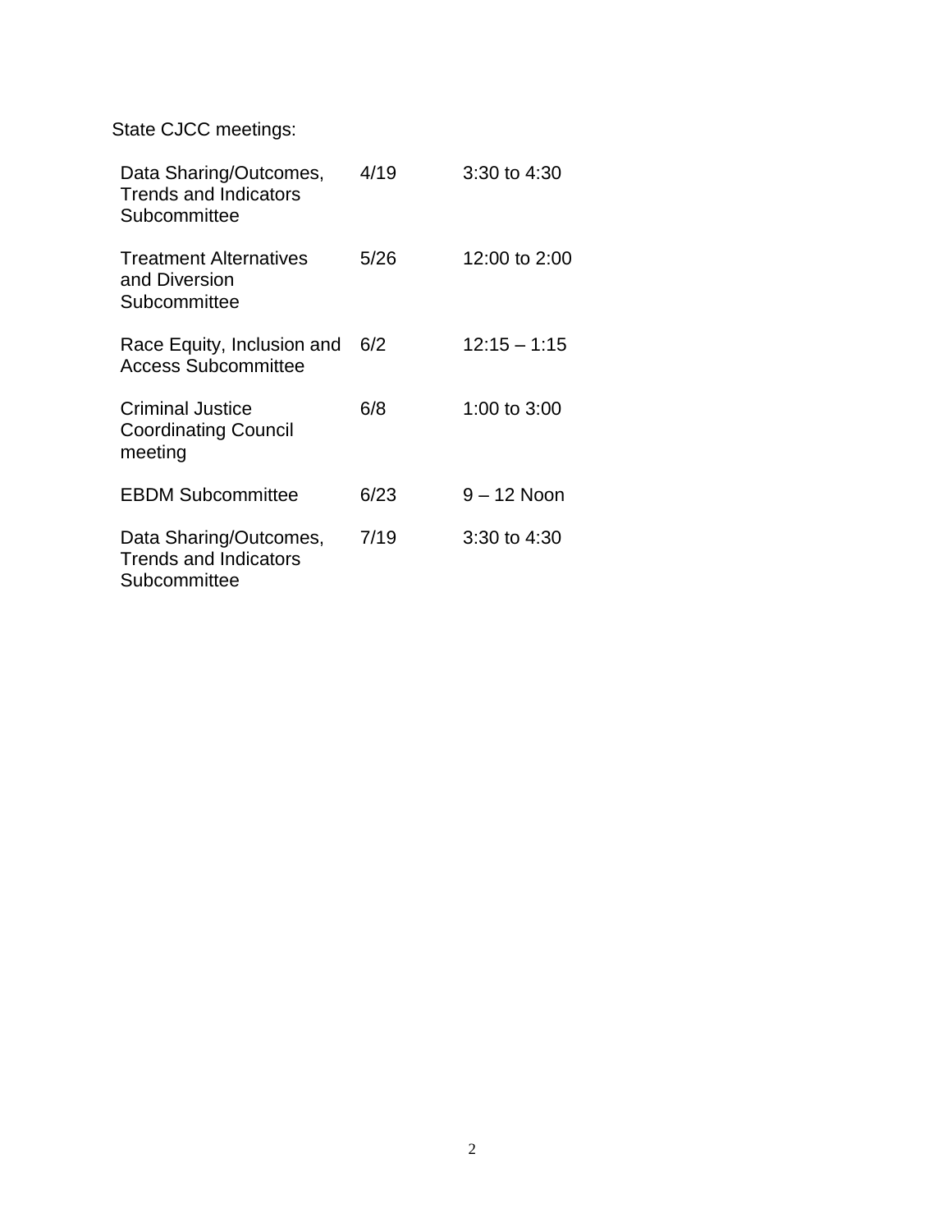State CJCC meetings:

| | | |
|---|---|---|
| Data Sharing/Outcomes, Trends and Indicators Subcommittee | 4/19 | 3:30 to 4:30 |
| Treatment Alternatives and Diversion Subcommittee | 5/26 | 12:00 to 2:00 |
| Race Equity, Inclusion and Access Subcommittee | 6/2 | 12:15 – 1:15 |
| Criminal Justice Coordinating Council meeting | 6/8 | 1:00 to 3:00 |
| EBDM Subcommittee | 6/23 | 9 – 12 Noon |
| Data Sharing/Outcomes, Trends and Indicators Subcommittee | 7/19 | 3:30 to 4:30 |